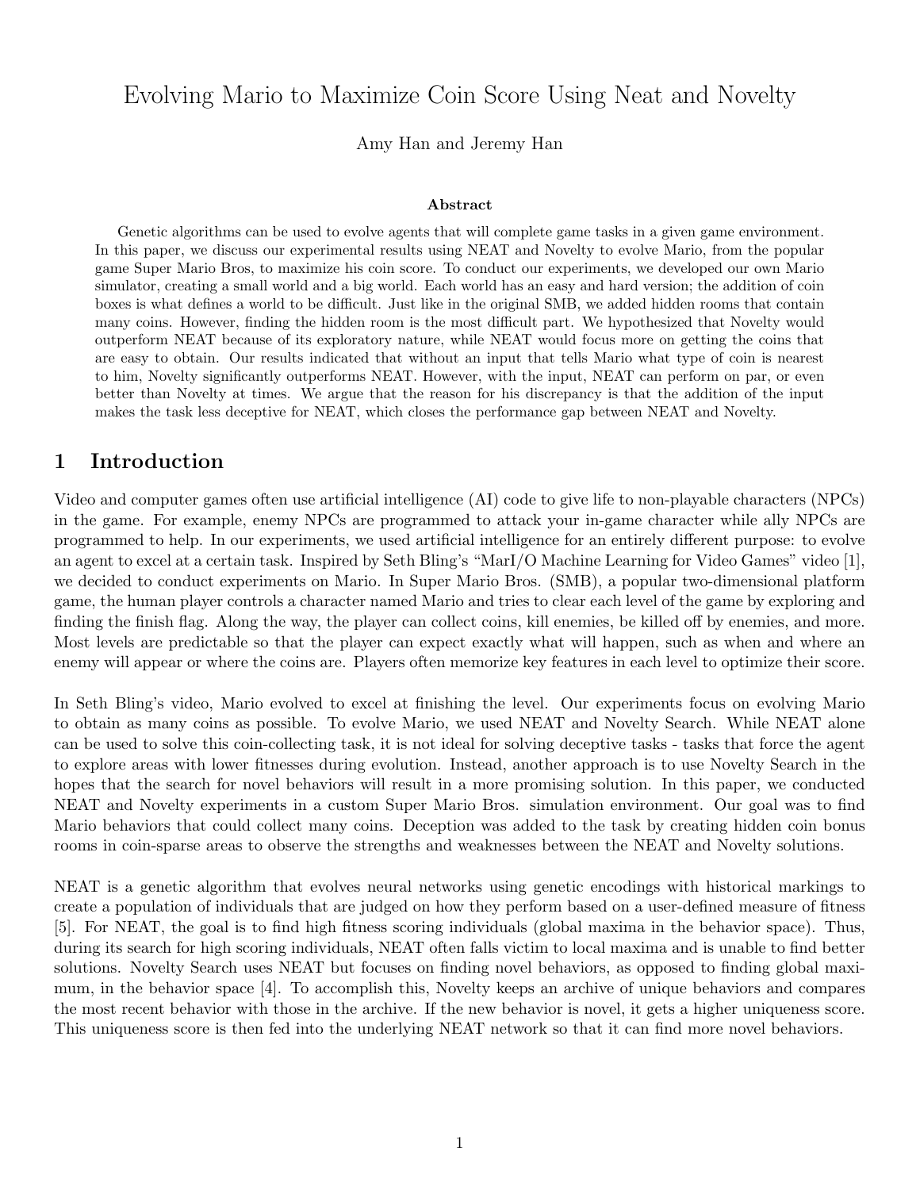# Evolving Mario to Maximize Coin Score Using Neat and Novelty

Amy Han and Jeremy Han

### Abstract

Genetic algorithms can be used to evolve agents that will complete game tasks in a given game environment. In this paper, we discuss our experimental results using NEAT and Novelty to evolve Mario, from the popular game Super Mario Bros, to maximize his coin score. To conduct our experiments, we developed our own Mario simulator, creating a small world and a big world. Each world has an easy and hard version; the addition of coin boxes is what defines a world to be difficult. Just like in the original SMB, we added hidden rooms that contain many coins. However, finding the hidden room is the most difficult part. We hypothesized that Novelty would outperform NEAT because of its exploratory nature, while NEAT would focus more on getting the coins that are easy to obtain. Our results indicated that without an input that tells Mario what type of coin is nearest to him, Novelty significantly outperforms NEAT. However, with the input, NEAT can perform on par, or even better than Novelty at times. We argue that the reason for his discrepancy is that the addition of the input makes the task less deceptive for NEAT, which closes the performance gap between NEAT and Novelty.

## 1 Introduction

Video and computer games often use artificial intelligence (AI) code to give life to non-playable characters (NPCs) in the game. For example, enemy NPCs are programmed to attack your in-game character while ally NPCs are programmed to help. In our experiments, we used artificial intelligence for an entirely different purpose: to evolve an agent to excel at a certain task. Inspired by Seth Bling's "MarI/O Machine Learning for Video Games" video [1], we decided to conduct experiments on Mario. In Super Mario Bros. (SMB), a popular two-dimensional platform game, the human player controls a character named Mario and tries to clear each level of the game by exploring and finding the finish flag. Along the way, the player can collect coins, kill enemies, be killed off by enemies, and more. Most levels are predictable so that the player can expect exactly what will happen, such as when and where an enemy will appear or where the coins are. Players often memorize key features in each level to optimize their score.

In Seth Bling's video, Mario evolved to excel at finishing the level. Our experiments focus on evolving Mario to obtain as many coins as possible. To evolve Mario, we used NEAT and Novelty Search. While NEAT alone can be used to solve this coin-collecting task, it is not ideal for solving deceptive tasks - tasks that force the agent to explore areas with lower fitnesses during evolution. Instead, another approach is to use Novelty Search in the hopes that the search for novel behaviors will result in a more promising solution. In this paper, we conducted NEAT and Novelty experiments in a custom Super Mario Bros. simulation environment. Our goal was to find Mario behaviors that could collect many coins. Deception was added to the task by creating hidden coin bonus rooms in coin-sparse areas to observe the strengths and weaknesses between the NEAT and Novelty solutions.

NEAT is a genetic algorithm that evolves neural networks using genetic encodings with historical markings to create a population of individuals that are judged on how they perform based on a user-defined measure of fitness [5]. For NEAT, the goal is to find high fitness scoring individuals (global maxima in the behavior space). Thus, during its search for high scoring individuals, NEAT often falls victim to local maxima and is unable to find better solutions. Novelty Search uses NEAT but focuses on finding novel behaviors, as opposed to finding global maximum, in the behavior space [4]. To accomplish this, Novelty keeps an archive of unique behaviors and compares the most recent behavior with those in the archive. If the new behavior is novel, it gets a higher uniqueness score. This uniqueness score is then fed into the underlying NEAT network so that it can find more novel behaviors.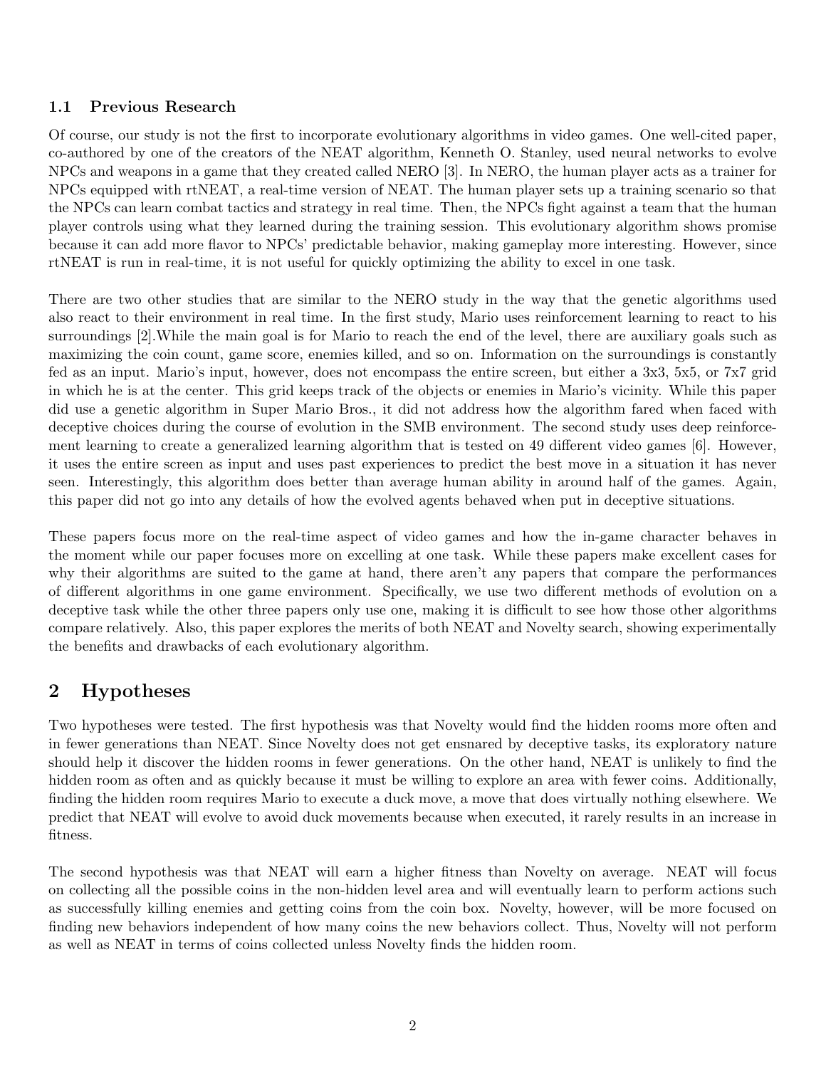### 1.1 Previous Research

Of course, our study is not the first to incorporate evolutionary algorithms in video games. One well-cited paper, co-authored by one of the creators of the NEAT algorithm, Kenneth O. Stanley, used neural networks to evolve NPCs and weapons in a game that they created called NERO [3]. In NERO, the human player acts as a trainer for NPCs equipped with rtNEAT, a real-time version of NEAT. The human player sets up a training scenario so that the NPCs can learn combat tactics and strategy in real time. Then, the NPCs fight against a team that the human player controls using what they learned during the training session. This evolutionary algorithm shows promise because it can add more flavor to NPCs' predictable behavior, making gameplay more interesting. However, since rtNEAT is run in real-time, it is not useful for quickly optimizing the ability to excel in one task.

There are two other studies that are similar to the NERO study in the way that the genetic algorithms used also react to their environment in real time. In the first study, Mario uses reinforcement learning to react to his surroundings [2].While the main goal is for Mario to reach the end of the level, there are auxiliary goals such as maximizing the coin count, game score, enemies killed, and so on. Information on the surroundings is constantly fed as an input. Mario's input, however, does not encompass the entire screen, but either a 3x3, 5x5, or 7x7 grid in which he is at the center. This grid keeps track of the objects or enemies in Mario's vicinity. While this paper did use a genetic algorithm in Super Mario Bros., it did not address how the algorithm fared when faced with deceptive choices during the course of evolution in the SMB environment. The second study uses deep reinforcement learning to create a generalized learning algorithm that is tested on 49 different video games [6]. However, it uses the entire screen as input and uses past experiences to predict the best move in a situation it has never seen. Interestingly, this algorithm does better than average human ability in around half of the games. Again, this paper did not go into any details of how the evolved agents behaved when put in deceptive situations.

These papers focus more on the real-time aspect of video games and how the in-game character behaves in the moment while our paper focuses more on excelling at one task. While these papers make excellent cases for why their algorithms are suited to the game at hand, there aren't any papers that compare the performances of different algorithms in one game environment. Specifically, we use two different methods of evolution on a deceptive task while the other three papers only use one, making it is difficult to see how those other algorithms compare relatively. Also, this paper explores the merits of both NEAT and Novelty search, showing experimentally the benefits and drawbacks of each evolutionary algorithm.

## 2 Hypotheses

Two hypotheses were tested. The first hypothesis was that Novelty would find the hidden rooms more often and in fewer generations than NEAT. Since Novelty does not get ensnared by deceptive tasks, its exploratory nature should help it discover the hidden rooms in fewer generations. On the other hand, NEAT is unlikely to find the hidden room as often and as quickly because it must be willing to explore an area with fewer coins. Additionally, finding the hidden room requires Mario to execute a duck move, a move that does virtually nothing elsewhere. We predict that NEAT will evolve to avoid duck movements because when executed, it rarely results in an increase in fitness.

The second hypothesis was that NEAT will earn a higher fitness than Novelty on average. NEAT will focus on collecting all the possible coins in the non-hidden level area and will eventually learn to perform actions such as successfully killing enemies and getting coins from the coin box. Novelty, however, will be more focused on finding new behaviors independent of how many coins the new behaviors collect. Thus, Novelty will not perform as well as NEAT in terms of coins collected unless Novelty finds the hidden room.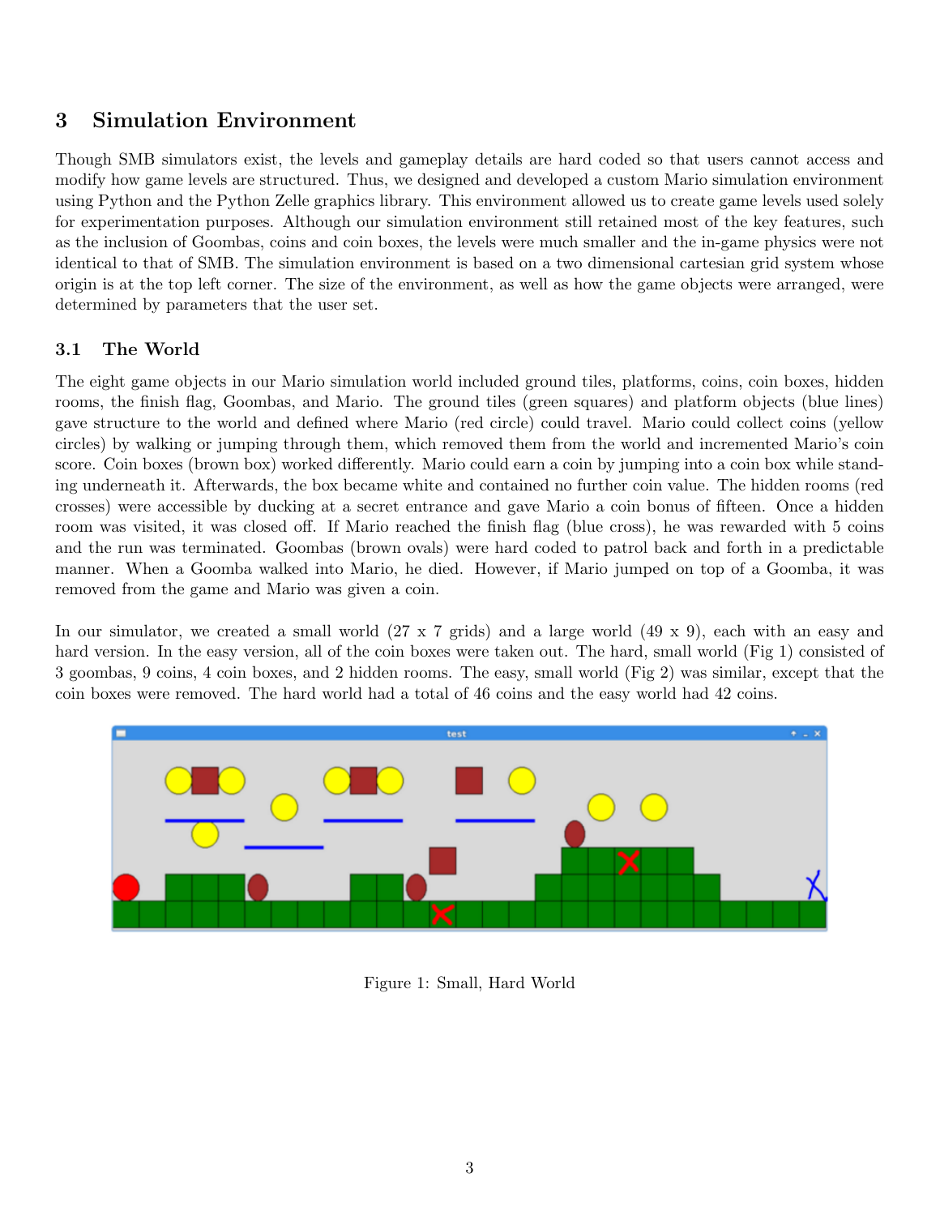## 3 Simulation Environment

Though SMB simulators exist, the levels and gameplay details are hard coded so that users cannot access and modify how game levels are structured. Thus, we designed and developed a custom Mario simulation environment using Python and the Python Zelle graphics library. This environment allowed us to create game levels used solely for experimentation purposes. Although our simulation environment still retained most of the key features, such as the inclusion of Goombas, coins and coin boxes, the levels were much smaller and the in-game physics were not identical to that of SMB. The simulation environment is based on a two dimensional cartesian grid system whose origin is at the top left corner. The size of the environment, as well as how the game objects were arranged, were determined by parameters that the user set.

### 3.1 The World

The eight game objects in our Mario simulation world included ground tiles, platforms, coins, coin boxes, hidden rooms, the finish flag, Goombas, and Mario. The ground tiles (green squares) and platform objects (blue lines) gave structure to the world and defined where Mario (red circle) could travel. Mario could collect coins (yellow circles) by walking or jumping through them, which removed them from the world and incremented Mario's coin score. Coin boxes (brown box) worked differently. Mario could earn a coin by jumping into a coin box while standing underneath it. Afterwards, the box became white and contained no further coin value. The hidden rooms (red crosses) were accessible by ducking at a secret entrance and gave Mario a coin bonus of fifteen. Once a hidden room was visited, it was closed off. If Mario reached the finish flag (blue cross), he was rewarded with 5 coins and the run was terminated. Goombas (brown ovals) were hard coded to patrol back and forth in a predictable manner. When a Goomba walked into Mario, he died. However, if Mario jumped on top of a Goomba, it was removed from the game and Mario was given a coin.

In our simulator, we created a small world (27 x 7 grids) and a large world (49 x 9), each with an easy and hard version. In the easy version, all of the coin boxes were taken out. The hard, small world (Fig 1) consisted of 3 goombas, 9 coins, 4 coin boxes, and 2 hidden rooms. The easy, small world (Fig 2) was similar, except that the coin boxes were removed. The hard world had a total of 46 coins and the easy world had 42 coins.

Figure 1: Small, Hard World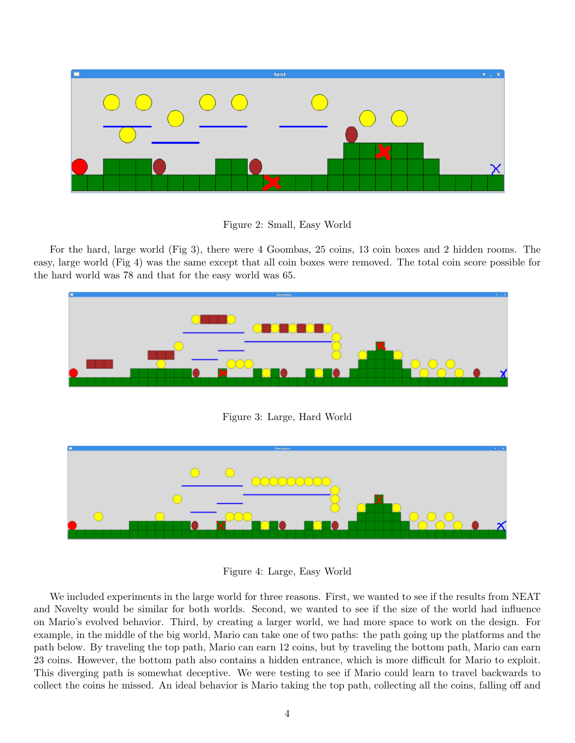Figure 2: Small, Easy World

For the hard, large world (Fig 3), there were 4 Goombas, 25 coins, 13 coin boxes and 2 hidden rooms. The easy, large world (Fig 4) was the same except that all coin boxes were removed. The total coin score possible for the hard world was 78 and that for the easy world was 65.

Figure 3: Large, Hard World

Figure 4: Large, Easy World

We included experiments in the large world for three reasons. First, we wanted to see if the results from NEAT and Novelty would be similar for both worlds. Second, we wanted to see if the size of the world had influence on Mario's evolved behavior. Third, by creating a larger world, we had more space to work on the design. For example, in the middle of the big world, Mario can take one of two paths: the path going up the platforms and the path below. By traveling the top path, Mario can earn 12 coins, but by traveling the bottom path, Mario can earn 23 coins. However, the bottom path also contains a hidden entrance, which is more difficult for Mario to exploit. This diverging path is somewhat deceptive. We were testing to see if Mario could learn to travel backwards to collect the coins he missed. An ideal behavior is Mario taking the top path, collecting all the coins, falling off and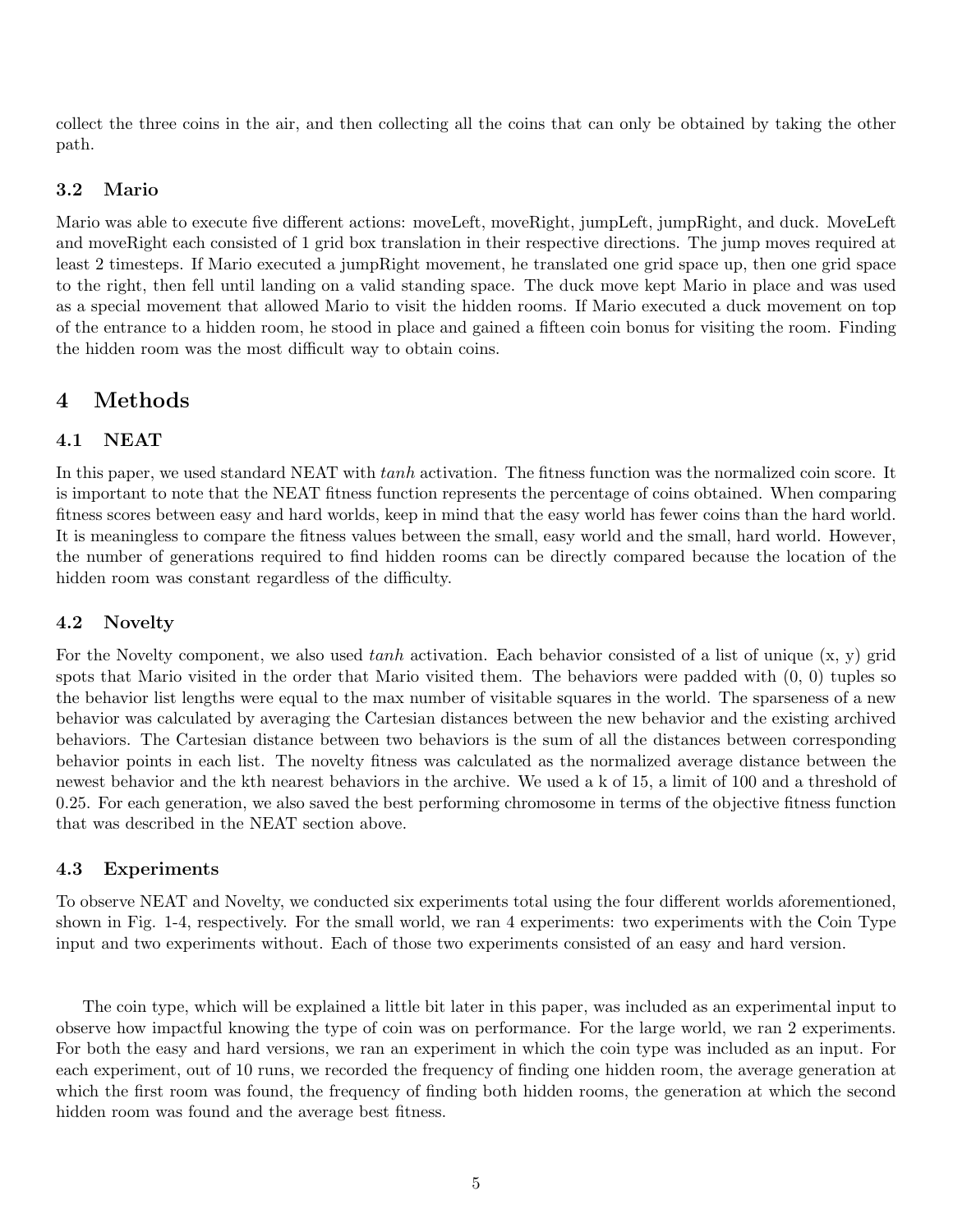collect the three coins in the air, and then collecting all the coins that can only be obtained by taking the other path.

### 3.2 Mario

Mario was able to execute five different actions: moveLeft, moveRight, jumpLeft, jumpRight, and duck. MoveLeft and moveRight each consisted of 1 grid box translation in their respective directions. The jump moves required at least 2 timesteps. If Mario executed a jumpRight movement, he translated one grid space up, then one grid space to the right, then fell until landing on a valid standing space. The duck move kept Mario in place and was used as a special movement that allowed Mario to visit the hidden rooms. If Mario executed a duck movement on top of the entrance to a hidden room, he stood in place and gained a fifteen coin bonus for visiting the room. Finding the hidden room was the most difficult way to obtain coins.

## 4 Methods

### 4.1 NEAT

In this paper, we used standard NEAT with *tanh* activation. The fitness function was the normalized coin score. It is important to note that the NEAT fitness function represents the percentage of coins obtained. When comparing fitness scores between easy and hard worlds, keep in mind that the easy world has fewer coins than the hard world. It is meaningless to compare the fitness values between the small, easy world and the small, hard world. However, the number of generations required to find hidden rooms can be directly compared because the location of the hidden room was constant regardless of the difficulty.

### 4.2 Novelty

For the Novelty component, we also used *tanh* activation. Each behavior consisted of a list of unique (x, y) grid spots that Mario visited in the order that Mario visited them. The behaviors were padded with (0, 0) tuples so the behavior list lengths were equal to the max number of visitable squares in the world. The sparseness of a new behavior was calculated by averaging the Cartesian distances between the new behavior and the existing archived behaviors. The Cartesian distance between two behaviors is the sum of all the distances between corresponding behavior points in each list. The novelty fitness was calculated as the normalized average distance between the newest behavior and the kth nearest behaviors in the archive. We used a k of 15, a limit of 100 and a threshold of 0.25. For each generation, we also saved the best performing chromosome in terms of the objective fitness function that was described in the NEAT section above.

### 4.3 Experiments

To observe NEAT and Novelty, we conducted six experiments total using the four different worlds aforementioned, shown in Fig. 1-4, respectively. For the small world, we ran 4 experiments: two experiments with the Coin Type input and two experiments without. Each of those two experiments consisted of an easy and hard version.

The coin type, which will be explained a little bit later in this paper, was included as an experimental input to observe how impactful knowing the type of coin was on performance. For the large world, we ran 2 experiments. For both the easy and hard versions, we ran an experiment in which the coin type was included as an input. For each experiment, out of 10 runs, we recorded the frequency of finding one hidden room, the average generation at which the first room was found, the frequency of finding both hidden rooms, the generation at which the second hidden room was found and the average best fitness.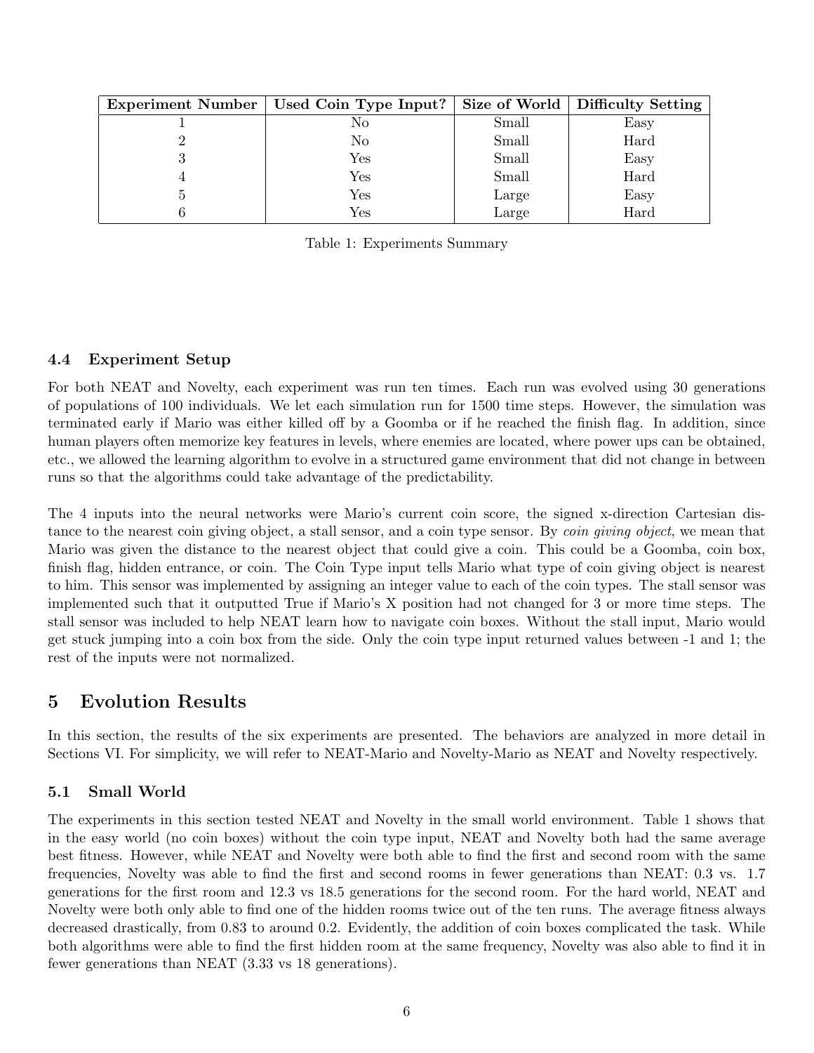| Experiment Number | Used Coin Type Input? | Size of World | Difficulty Setting |
|---|---|---|---|
| 1 | No | Small | Easy |
| 2 | No | Small | Hard |
| 3 | Yes | Small | Easy |
| 4 | Yes | Small | Hard |
| 5 | Yes | Large | Easy |
| 6 | Yes | Large | Hard |

Table 1: Experiments Summary

### 4.4 Experiment Setup

For both NEAT and Novelty, each experiment was run ten times. Each run was evolved using 30 generations of populations of 100 individuals. We let each simulation run for 1500 time steps. However, the simulation was terminated early if Mario was either killed off by a Goomba or if he reached the finish flag. In addition, since human players often memorize key features in levels, where enemies are located, where power ups can be obtained, etc., we allowed the learning algorithm to evolve in a structured game environment that did not change in between runs so that the algorithms could take advantage of the predictability.

The 4 inputs into the neural networks were Mario's current coin score, the signed x-direction Cartesian distance to the nearest coin giving object, a stall sensor, and a coin type sensor. By *coin giving object*, we mean that Mario was given the distance to the nearest object that could give a coin. This could be a Goomba, coin box, finish flag, hidden entrance, or coin. The Coin Type input tells Mario what type of coin giving object is nearest to him. This sensor was implemented by assigning an integer value to each of the coin types. The stall sensor was implemented such that it outputted True if Mario's X position had not changed for 3 or more time steps. The stall sensor was included to help NEAT learn how to navigate coin boxes. Without the stall input, Mario would get stuck jumping into a coin box from the side. Only the coin type input returned values between -1 and 1; the rest of the inputs were not normalized.

## 5 Evolution Results

In this section, the results of the six experiments are presented. The behaviors are analyzed in more detail in Sections VI. For simplicity, we will refer to NEAT-Mario and Novelty-Mario as NEAT and Novelty respectively.

### 5.1 Small World

The experiments in this section tested NEAT and Novelty in the small world environment. Table 1 shows that in the easy world (no coin boxes) without the coin type input, NEAT and Novelty both had the same average best fitness. However, while NEAT and Novelty were both able to find the first and second room with the same frequencies, Novelty was able to find the first and second rooms in fewer generations than NEAT: 0.3 vs. 1.7 generations for the first room and 12.3 vs 18.5 generations for the second room. For the hard world, NEAT and Novelty were both only able to find one of the hidden rooms twice out of the ten runs. The average fitness always decreased drastically, from 0.83 to around 0.2. Evidently, the addition of coin boxes complicated the task. While both algorithms were able to find the first hidden room at the same frequency, Novelty was also able to find it in fewer generations than NEAT (3.33 vs 18 generations).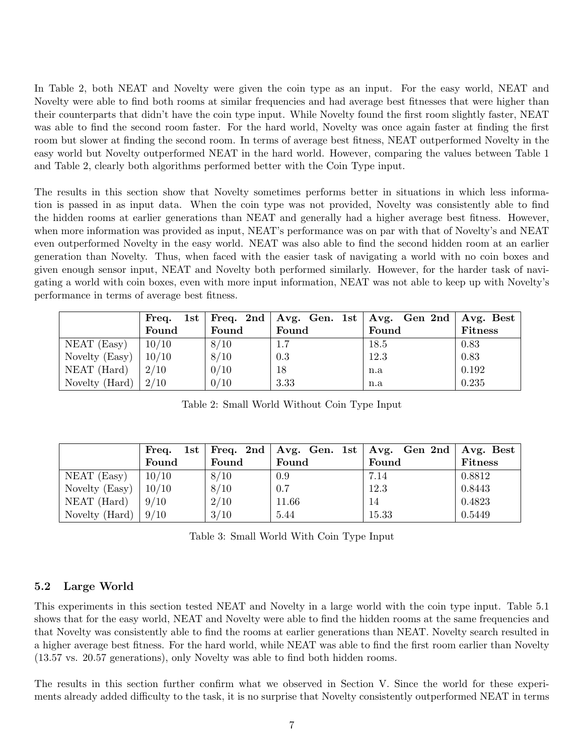In Table 2, both NEAT and Novelty were given the coin type as an input. For the easy world, NEAT and Novelty were able to find both rooms at similar frequencies and had average best fitnesses that were higher than their counterparts that didn't have the coin type input. While Novelty found the first room slightly faster, NEAT was able to find the second room faster. For the hard world, Novelty was once again faster at finding the first room but slower at finding the second room. In terms of average best fitness, NEAT outperformed Novelty in the easy world but Novelty outperformed NEAT in the hard world. However, comparing the values between Table 1 and Table 2, clearly both algorithms performed better with the Coin Type input.

The results in this section show that Novelty sometimes performs better in situations in which less information is passed in as input data. When the coin type was not provided, Novelty was consistently able to find the hidden rooms at earlier generations than NEAT and generally had a higher average best fitness. However, when more information was provided as input, NEAT's performance was on par with that of Novelty's and NEAT even outperformed Novelty in the easy world. NEAT was also able to find the second hidden room at an earlier generation than Novelty. Thus, when faced with the easier task of navigating a world with no coin boxes and given enough sensor input, NEAT and Novelty both performed similarly. However, for the harder task of navigating a world with coin boxes, even with more input information, NEAT was not able to keep up with Novelty's performance in terms of average best fitness.

| | **Freq. 1st Found** | **Freq. 2nd Found** | **Avg. Gen. 1st Found** | **Avg. Gen 2nd Found** | **Avg. Best Fitness** |
|---|---|---|---|---|---|
| NEAT (Easy) | 10/10 | 8/10 | 1.7 | 18.5 | 0.83 |
| Novelty (Easy) | 10/10 | 8/10 | 0.3 | 12.3 | 0.83 |
| NEAT (Hard) | 2/10 | 0/10 | 18 | n.a | 0.192 |
| Novelty (Hard) | 2/10 | 0/10 | 3.33 | n.a | 0.235 |

Table 2: Small World Without Coin Type Input

| | **Freq. 1st Found** | **Freq. 2nd Found** | **Avg. Gen. 1st Found** | **Avg. Gen 2nd Found** | **Avg. Best Fitness** |
|---|---|---|---|---|---|
| NEAT (Easy) | 10/10 | 8/10 | 0.9 | 7.14 | 0.8812 |
| Novelty (Easy) | 10/10 | 8/10 | 0.7 | 12.3 | 0.8443 |
| NEAT (Hard) | 9/10 | 2/10 | 11.66 | 14 | 0.4823 |
| Novelty (Hard) | 9/10 | 3/10 | 5.44 | 15.33 | 0.5449 |

Table 3: Small World With Coin Type Input

### 5.2 Large World

This experiments in this section tested NEAT and Novelty in a large world with the coin type input. Table 5.1 shows that for the easy world, NEAT and Novelty were able to find the hidden rooms at the same frequencies and that Novelty was consistently able to find the rooms at earlier generations than NEAT. Novelty search resulted in a higher average best fitness. For the hard world, while NEAT was able to find the first room earlier than Novelty (13.57 vs. 20.57 generations), only Novelty was able to find both hidden rooms.

The results in this section further confirm what we observed in Section V. Since the world for these experiments already added difficulty to the task, it is no surprise that Novelty consistently outperformed NEAT in terms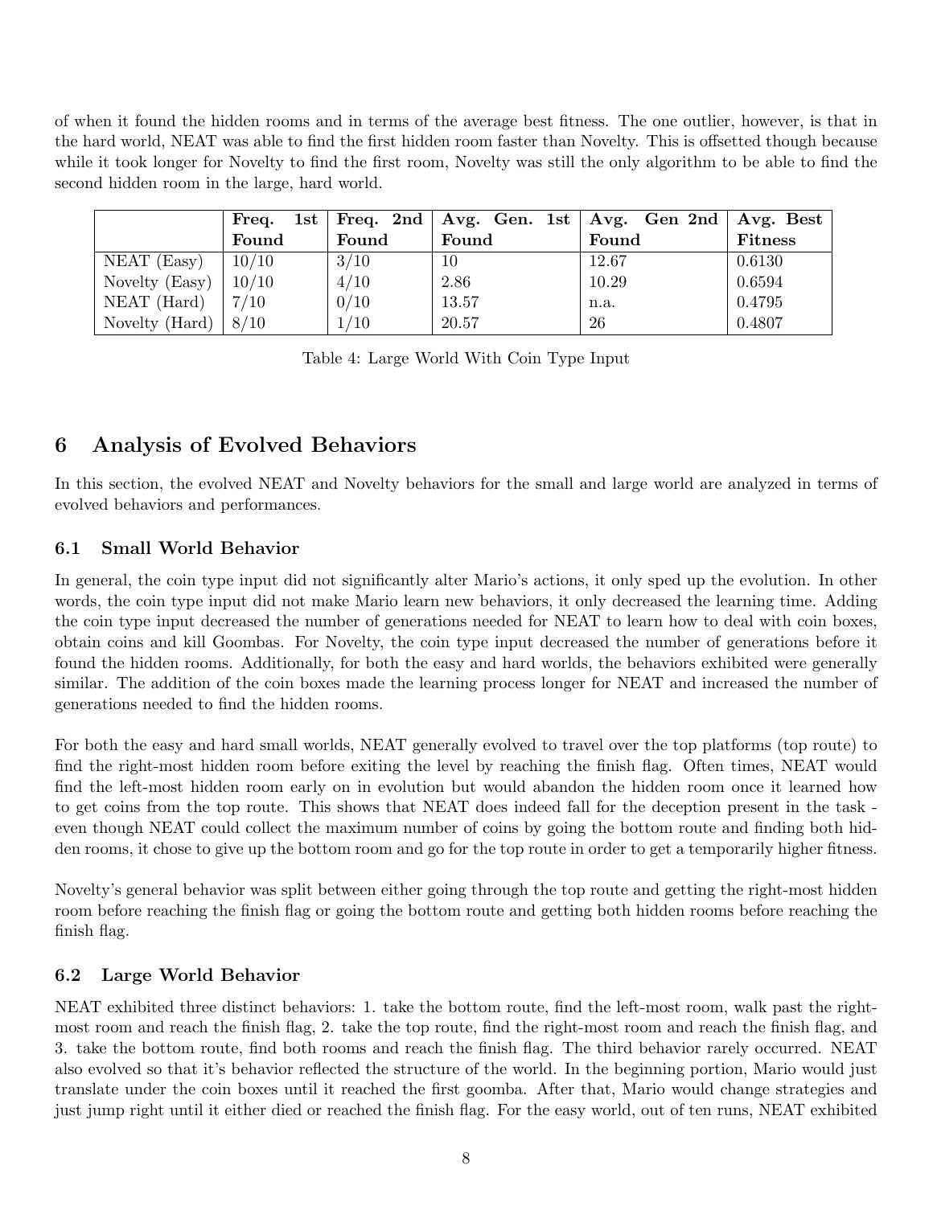of when it found the hidden rooms and in terms of the average best fitness. The one outlier, however, is that in the hard world, NEAT was able to find the first hidden room faster than Novelty. This is offsetted though because while it took longer for Novelty to find the first room, Novelty was still the only algorithm to be able to find the second hidden room in the large, hard world.

| | **Freq. 1st Found** | **Freq. 2nd Found** | **Avg. Gen. 1st Found** | **Avg. Gen 2nd Found** | **Avg. Best Fitness** |
|---|---|---|---|---|---|
| NEAT (Easy) | 10/10 | 3/10 | 10 | 12.67 | 0.6130 |
| Novelty (Easy) | 10/10 | 4/10 | 2.86 | 10.29 | 0.6594 |
| NEAT (Hard) | 7/10 | 0/10 | 13.57 | n.a. | 0.4795 |
| Novelty (Hard) | 8/10 | 1/10 | 20.57 | 26 | 0.4807 |

Table 4: Large World With Coin Type Input

# 6 Analysis of Evolved Behaviors

In this section, the evolved NEAT and Novelty behaviors for the small and large world are analyzed in terms of evolved behaviors and performances.

## 6.1 Small World Behavior

In general, the coin type input did not significantly alter Mario's actions, it only sped up the evolution. In other words, the coin type input did not make Mario learn new behaviors, it only decreased the learning time. Adding the coin type input decreased the number of generations needed for NEAT to learn how to deal with coin boxes, obtain coins and kill Goombas. For Novelty, the coin type input decreased the number of generations before it found the hidden rooms. Additionally, for both the easy and hard worlds, the behaviors exhibited were generally similar. The addition of the coin boxes made the learning process longer for NEAT and increased the number of generations needed to find the hidden rooms.

For both the easy and hard small worlds, NEAT generally evolved to travel over the top platforms (top route) to find the right-most hidden room before exiting the level by reaching the finish flag. Often times, NEAT would find the left-most hidden room early on in evolution but would abandon the hidden room once it learned how to get coins from the top route. This shows that NEAT does indeed fall for the deception present in the task - even though NEAT could collect the maximum number of coins by going the bottom route and finding both hidden rooms, it chose to give up the bottom room and go for the top route in order to get a temporarily higher fitness.

Novelty's general behavior was split between either going through the top route and getting the right-most hidden room before reaching the finish flag or going the bottom route and getting both hidden rooms before reaching the finish flag.

## 6.2 Large World Behavior

NEAT exhibited three distinct behaviors: 1. take the bottom route, find the left-most room, walk past the right-most room and reach the finish flag, 2. take the top route, find the right-most room and reach the finish flag, and 3. take the bottom route, find both rooms and reach the finish flag. The third behavior rarely occurred. NEAT also evolved so that it's behavior reflected the structure of the world. In the beginning portion, Mario would just translate under the coin boxes until it reached the first goomba. After that, Mario would change strategies and just jump right until it either died or reached the finish flag. For the easy world, out of ten runs, NEAT exhibited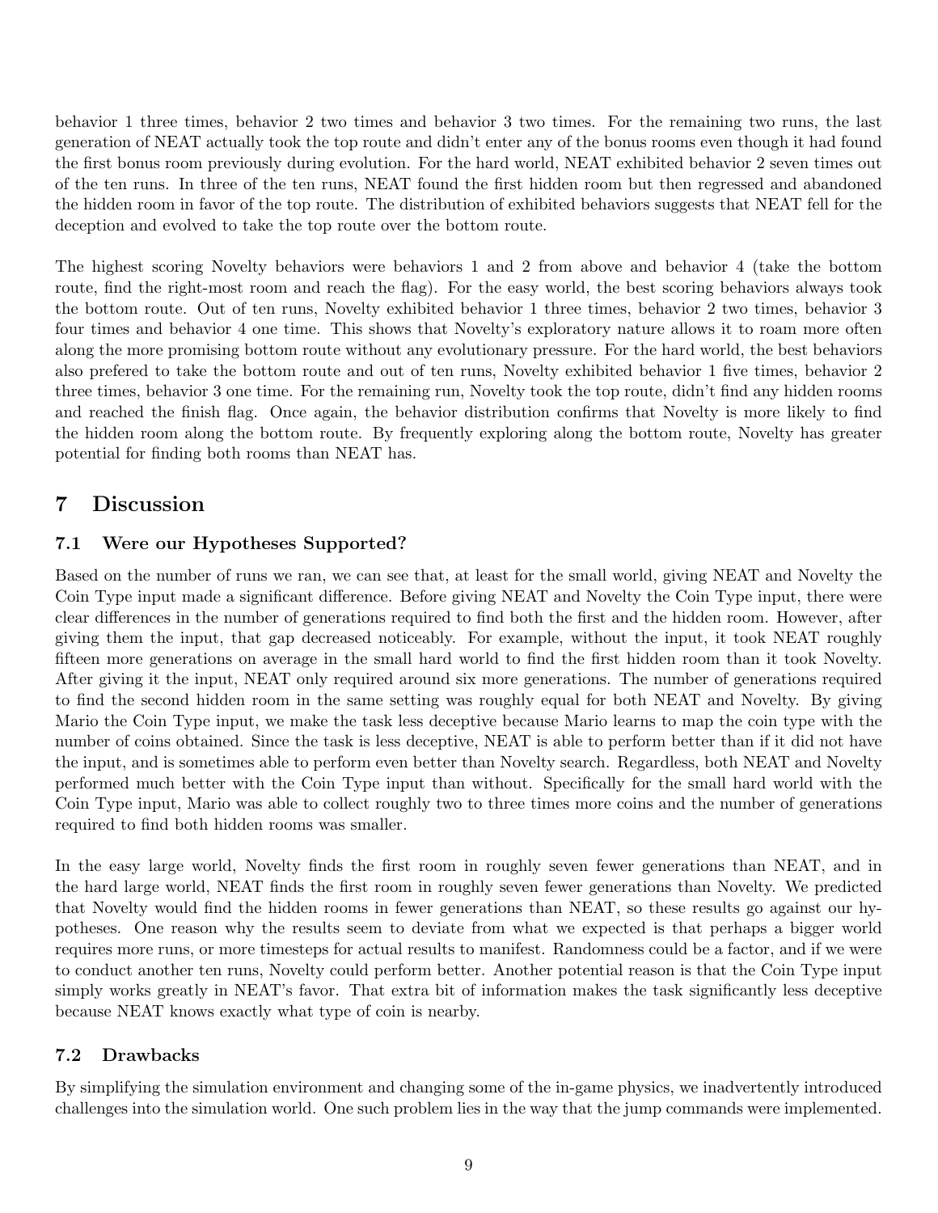behavior 1 three times, behavior 2 two times and behavior 3 two times. For the remaining two runs, the last generation of NEAT actually took the top route and didn't enter any of the bonus rooms even though it had found the first bonus room previously during evolution. For the hard world, NEAT exhibited behavior 2 seven times out of the ten runs. In three of the ten runs, NEAT found the first hidden room but then regressed and abandoned the hidden room in favor of the top route. The distribution of exhibited behaviors suggests that NEAT fell for the deception and evolved to take the top route over the bottom route.

The highest scoring Novelty behaviors were behaviors 1 and 2 from above and behavior 4 (take the bottom route, find the right-most room and reach the flag). For the easy world, the best scoring behaviors always took the bottom route. Out of ten runs, Novelty exhibited behavior 1 three times, behavior 2 two times, behavior 3 four times and behavior 4 one time. This shows that Novelty's exploratory nature allows it to roam more often along the more promising bottom route without any evolutionary pressure. For the hard world, the best behaviors also prefered to take the bottom route and out of ten runs, Novelty exhibited behavior 1 five times, behavior 2 three times, behavior 3 one time. For the remaining run, Novelty took the top route, didn't find any hidden rooms and reached the finish flag. Once again, the behavior distribution confirms that Novelty is more likely to find the hidden room along the bottom route. By frequently exploring along the bottom route, Novelty has greater potential for finding both rooms than NEAT has.

## 7 Discussion

### 7.1 Were our Hypotheses Supported?

Based on the number of runs we ran, we can see that, at least for the small world, giving NEAT and Novelty the Coin Type input made a significant difference. Before giving NEAT and Novelty the Coin Type input, there were clear differences in the number of generations required to find both the first and the hidden room. However, after giving them the input, that gap decreased noticeably. For example, without the input, it took NEAT roughly fifteen more generations on average in the small hard world to find the first hidden room than it took Novelty. After giving it the input, NEAT only required around six more generations. The number of generations required to find the second hidden room in the same setting was roughly equal for both NEAT and Novelty. By giving Mario the Coin Type input, we make the task less deceptive because Mario learns to map the coin type with the number of coins obtained. Since the task is less deceptive, NEAT is able to perform better than if it did not have the input, and is sometimes able to perform even better than Novelty search. Regardless, both NEAT and Novelty performed much better with the Coin Type input than without. Specifically for the small hard world with the Coin Type input, Mario was able to collect roughly two to three times more coins and the number of generations required to find both hidden rooms was smaller.

In the easy large world, Novelty finds the first room in roughly seven fewer generations than NEAT, and in the hard large world, NEAT finds the first room in roughly seven fewer generations than Novelty. We predicted that Novelty would find the hidden rooms in fewer generations than NEAT, so these results go against our hypotheses. One reason why the results seem to deviate from what we expected is that perhaps a bigger world requires more runs, or more timesteps for actual results to manifest. Randomness could be a factor, and if we were to conduct another ten runs, Novelty could perform better. Another potential reason is that the Coin Type input simply works greatly in NEAT's favor. That extra bit of information makes the task significantly less deceptive because NEAT knows exactly what type of coin is nearby.

### 7.2 Drawbacks

By simplifying the simulation environment and changing some of the in-game physics, we inadvertently introduced challenges into the simulation world. One such problem lies in the way that the jump commands were implemented.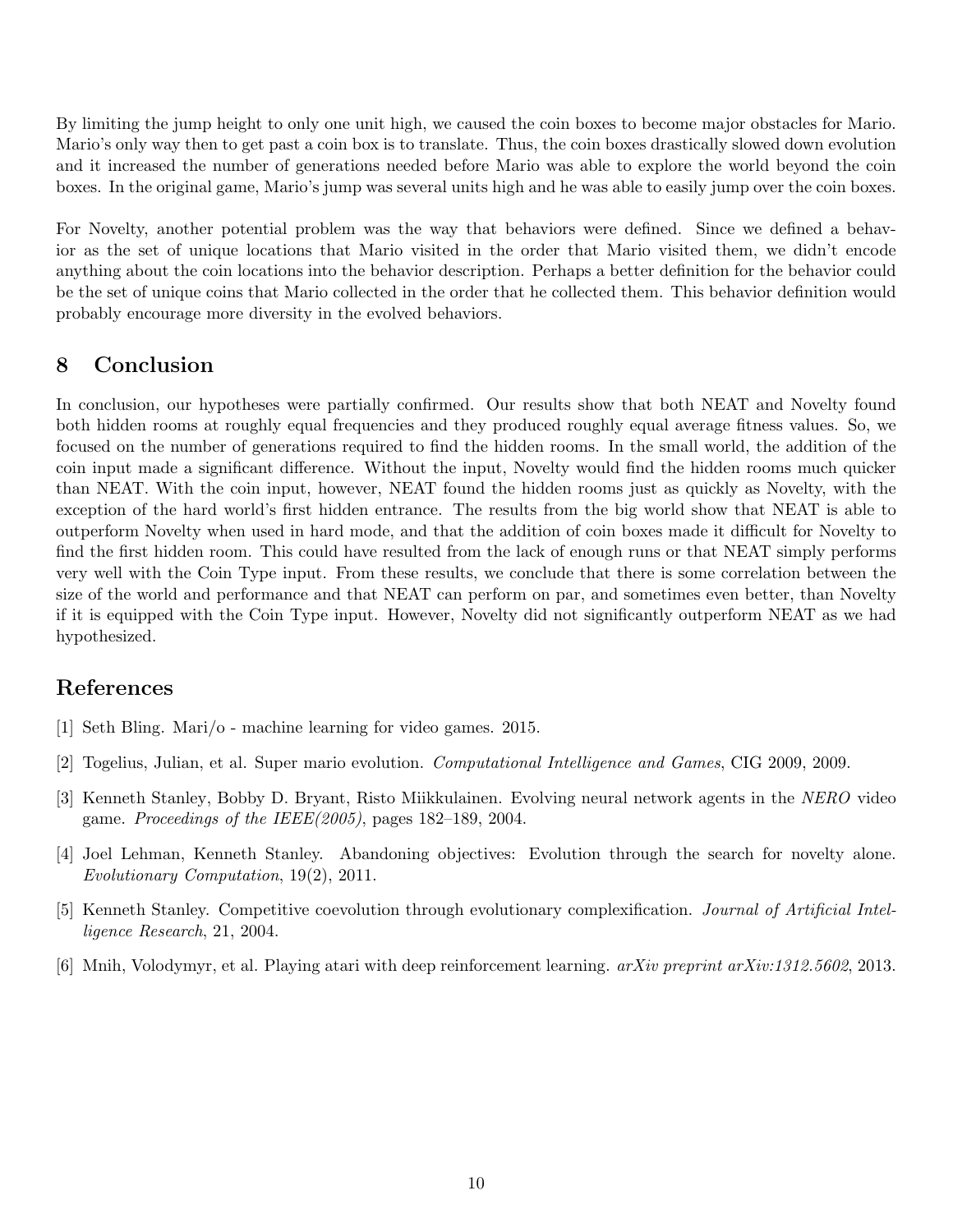By limiting the jump height to only one unit high, we caused the coin boxes to become major obstacles for Mario. Mario's only way then to get past a coin box is to translate. Thus, the coin boxes drastically slowed down evolution and it increased the number of generations needed before Mario was able to explore the world beyond the coin boxes. In the original game, Mario's jump was several units high and he was able to easily jump over the coin boxes.

For Novelty, another potential problem was the way that behaviors were defined. Since we defined a behavior as the set of unique locations that Mario visited in the order that Mario visited them, we didn't encode anything about the coin locations into the behavior description. Perhaps a better definition for the behavior could be the set of unique coins that Mario collected in the order that he collected them. This behavior definition would probably encourage more diversity in the evolved behaviors.

## 8 Conclusion

In conclusion, our hypotheses were partially confirmed. Our results show that both NEAT and Novelty found both hidden rooms at roughly equal frequencies and they produced roughly equal average fitness values. So, we focused on the number of generations required to find the hidden rooms. In the small world, the addition of the coin input made a significant difference. Without the input, Novelty would find the hidden rooms much quicker than NEAT. With the coin input, however, NEAT found the hidden rooms just as quickly as Novelty, with the exception of the hard world's first hidden entrance. The results from the big world show that NEAT is able to outperform Novelty when used in hard mode, and that the addition of coin boxes made it difficult for Novelty to find the first hidden room. This could have resulted from the lack of enough runs or that NEAT simply performs very well with the Coin Type input. From these results, we conclude that there is some correlation between the size of the world and performance and that NEAT can perform on par, and sometimes even better, than Novelty if it is equipped with the Coin Type input. However, Novelty did not significantly outperform NEAT as we had hypothesized.

## References

[1] Seth Bling. Mari/o - machine learning for video games. 2015.

[2] Togelius, Julian, et al. Super mario evolution. *Computational Intelligence and Games*, CIG 2009, 2009.

[3] Kenneth Stanley, Bobby D. Bryant, Risto Miikkulainen. Evolving neural network agents in the *NERO* video game. *Proceedings of the IEEE(2005)*, pages 182–189, 2004.

[4] Joel Lehman, Kenneth Stanley. Abandoning objectives: Evolution through the search for novelty alone. *Evolutionary Computation*, 19(2), 2011.

[5] Kenneth Stanley. Competitive coevolution through evolutionary complexification. *Journal of Artificial Intelligence Research*, 21, 2004.

[6] Mnih, Volodymyr, et al. Playing atari with deep reinforcement learning. *arXiv preprint arXiv:1312.5602*, 2013.